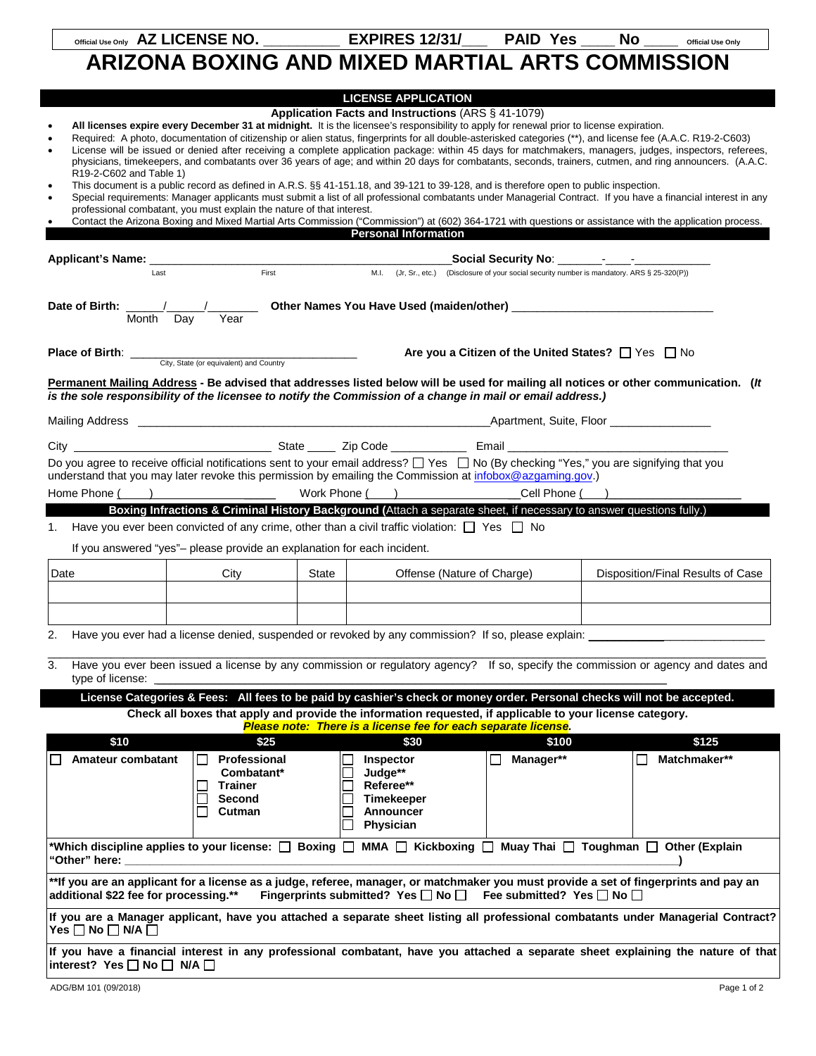Official Use Only **AZ LICENSE NO. __________ EXPIRES 12/31/___ PAID Yes ____ No ____** Official Use Only

# ARIZONA BOXING AND MIXED MARTIAL ARTS COMMISSION

## LICENSE APPLICATION

**Application Facts and Instructions** (ARS § 41-1079)

- **All licenses expire every December 31 at midnight.** It is the licensee's responsibility to apply for renewal prior to license expiration.
- Required: A photo, documentation of citizenship or alien status, fingerprints for all double-asterisked categories (**), and license fee (A.A.C. R19-2-C603)
- License will be issued or denied after receiving a complete application package: within 45 days for matchmakers, managers, judges, inspectors, referees, physicians, timekeepers, and combatants over 36 years of age; and within 20 days for combatants, seconds, trainers, cutmen, and ring announcers. (A.A.C. R19-2-C602 and Table 1)
- This document is a public record as defined in A.R.S. §§ 41-151.18, and 39-121 to 39-128, and is therefore open to public inspection.
- Special requirements: Manager applicants must submit a list of all professional combatants under Managerial Contract. If you have a financial interest in any professional combatant, you must explain the nature of that interest.
- Contact the Arizona Boxing and Mixed Martial Arts Commission ("Commission") at (602) 364-1721 with questions or assistance with the application process.

## Personal Information

**Applicant's Name:** ______________________________________________ **Social Security No**: _______-____-___________
Last First M.I. (Jr, Sr., etc.) (Disclosure of your social security number is mandatory. ARS § 25-320(P))

**Date of Birth:** _____/_____/________ **Other Names You Have Used (maiden/other)** ______________________________
Month Day Year

**Place of Birth**: ____________________________________ **Are you a Citizen of the United States?** ☐ Yes ☐ No
City, State (or equivalent) and Country

**Permanent Mailing Address - Be advised that addresses listed below will be used for mailing all notices or other communication. (*It is the sole responsibility of the licensee to notify the Commission of a change in mail or email address.*)**

Mailing Address ________________________________________________________Apartment, Suite, Floor _______________

City _______________________________ State _____ Zip Code ____________ Email __________________________________

Do you agree to receive official notifications sent to your email address? ☐ Yes ☐ No (By checking "Yes," you are signifying that you understand that you may later revoke this permission by emailing the Commission at infobox@azgaming.gov.)

Home Phone ( ) ______________ Work Phone ( ) ______________Cell Phone ( ) ______________

## Boxing Infractions & Criminal History Background (Attach a separate sheet, if necessary to answer questions fully.)

1. Have you ever been convicted of any crime, other than a civil traffic violation: ☐ Yes ☐ No

   If you answered "yes"– please provide an explanation for each incident.

| Date | City | State | Offense (Nature of Charge) | Disposition/Final Results of Case |
|---|---|---|---|---|
| | | | | |
| | | | | |

2. Have you ever had a license denied, suspended or revoked by any commission? If so, please explain: ____________________________

3. Have you ever been issued a license by any commission or regulatory agency? If so, specify the commission or agency and dates and type of license: ______________________________________________

## License Categories & Fees: All fees to be paid by cashier's check or money order. Personal checks will not be accepted.

**Check all boxes that apply and provide the information requested, if applicable to your license category.**
***Please note: There is a license fee for each separate license.***

| $10 | $25 | $30 | $100 | $125 |
|---|---|---|---|---|
| ☐ **Amateur combatant** | ☐ **Professional Combatant*** <br> ☐ **Trainer** <br> ☐ **Second** <br> ☐ **Cutman** | ☐ **Inspector** <br> ☐ **Judge**** <br> ☐ **Referee**** <br> ☐ **Timekeeper** <br> ☐ **Announcer** <br> ☐ **Physician** | ☐ **Manager**** | ☐ **Matchmaker**** |

**\*Which discipline applies to your license: ☐ Boxing ☐ MMA ☐ Kickboxing ☐ Muay Thai ☐ Toughman ☐ Other (Explain "Other" here: ______________________________________________)**

**\*\*If you are an applicant for a license as a judge, referee, manager, or matchmaker you must provide a set of fingerprints and pay an additional $22 fee for processing.\*\* Fingerprints submitted? Yes ☐ No ☐ Fee submitted? Yes ☐ No ☐**

**If you are a Manager applicant, have you attached a separate sheet listing all professional combatants under Managerial Contract? Yes ☐ No ☐ N/A ☐**

**If you have a financial interest in any professional combatant, have you attached a separate sheet explaining the nature of that interest? Yes ☐ No ☐ N/A ☐**

ADG/BM 101 (09/2018)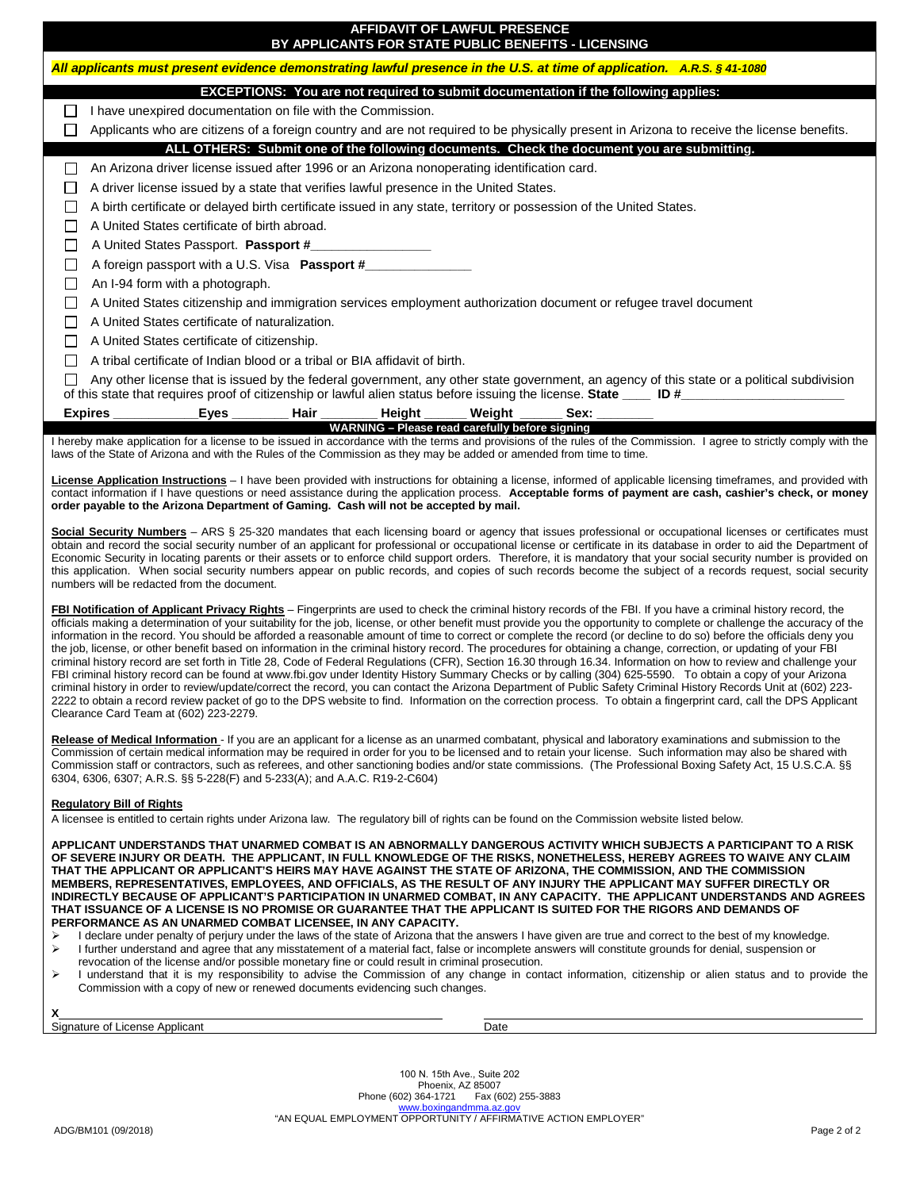# AFFIDAVIT OF LAWFUL PRESENCE
# BY APPLICANTS FOR STATE PUBLIC BENEFITS - LICENSING

***All applicants must present evidence demonstrating lawful presence in the U.S. at time of application. A.R.S. § 41-1080***

**EXCEPTIONS: You are not required to submit documentation if the following applies:**

- ☐ I have unexpired documentation on file with the Commission.
- ☐ Applicants who are citizens of a foreign country and are not required to be physically present in Arizona to receive the license benefits.

**ALL OTHERS: Submit one of the following documents. Check the document you are submitting.**

- ☐ An Arizona driver license issued after 1996 or an Arizona nonoperating identification card.
- ☐ A driver license issued by a state that verifies lawful presence in the United States.
- ☐ A birth certificate or delayed birth certificate issued in any state, territory or possession of the United States.
- ☐ A United States certificate of birth abroad.
- ☐ A United States Passport. **Passport #\_\_\_\_\_\_\_\_\_\_\_\_\_\_\_\_**
- ☐ A foreign passport with a U.S. Visa **Passport #\_\_\_\_\_\_\_\_\_\_\_\_\_\_\_**
- ☐ An I-94 form with a photograph.
- ☐ A United States citizenship and immigration services employment authorization document or refugee travel document
- ☐ A United States certificate of naturalization.
- ☐ A United States certificate of citizenship.
- ☐ A tribal certificate of Indian blood or a tribal or BIA affidavit of birth.
- ☐ Any other license that is issued by the federal government, any other state government, an agency of this state or a political subdivision of this state that requires proof of citizenship or lawful alien status before issuing the license. **State \_\_\_\_ ID #\_\_\_\_\_\_\_\_\_\_\_\_\_\_\_\_\_\_\_\_\_\_\_**

**Expires \_\_\_\_\_\_\_\_\_\_\_\_ Eyes \_\_\_\_\_\_\_\_ Hair \_\_\_\_\_\_\_\_ Height \_\_\_\_\_\_ Weight \_\_\_\_\_\_ Sex: \_\_\_\_\_\_\_\_**

**WARNING – Please read carefully before signing**

I hereby make application for a license to be issued in accordance with the terms and provisions of the rules of the Commission. I agree to strictly comply with the laws of the State of Arizona and with the Rules of the Commission as they may be added or amended from time to time.

**License Application Instructions** – I have been provided with instructions for obtaining a license, informed of applicable licensing timeframes, and provided with contact information if I have questions or need assistance during the application process. **Acceptable forms of payment are cash, cashier's check, or money order payable to the Arizona Department of Gaming. Cash will not be accepted by mail.**

**Social Security Numbers** – ARS § 25-320 mandates that each licensing board or agency that issues professional or occupational licenses or certificates must obtain and record the social security number of an applicant for professional or occupational license or certificate in its database in order to aid the Department of Economic Security in locating parents or their assets or to enforce child support orders. Therefore, it is mandatory that your social security number is provided on this application. When social security numbers appear on public records, and copies of such records become the subject of a records request, social security numbers will be redacted from the document.

**FBI Notification of Applicant Privacy Rights** – Fingerprints are used to check the criminal history records of the FBI. If you have a criminal history record, the officials making a determination of your suitability for the job, license, or other benefit must provide you the opportunity to complete or challenge the accuracy of the information in the record. You should be afforded a reasonable amount of time to correct or complete the record (or decline to do so) before the officials deny you the job, license, or other benefit based on information in the criminal history record. The procedures for obtaining a change, correction, or updating of your FBI criminal history record are set forth in Title 28, Code of Federal Regulations (CFR), Section 16.30 through 16.34. Information on how to review and challenge your FBI criminal history record can be found at www.fbi.gov under Identity History Summary Checks or by calling (304) 625-5590. To obtain a copy of your Arizona criminal history in order to review/update/correct the record, you can contact the Arizona Department of Public Safety Criminal History Records Unit at (602) 223-2222 to obtain a record review packet of go to the DPS website to find. Information on the correction process. To obtain a fingerprint card, call the DPS Applicant Clearance Card Team at (602) 223-2279.

**Release of Medical Information** - If you are an applicant for a license as an unarmed combatant, physical and laboratory examinations and submission to the Commission of certain medical information may be required in order for you to be licensed and to retain your license. Such information may also be shared with Commission staff or contractors, such as referees, and other sanctioning bodies and/or state commissions. (The Professional Boxing Safety Act, 15 U.S.C.A. §§ 6304, 6306, 6307; A.R.S. §§ 5-228(F) and 5-233(A); and A.A.C. R19-2-C604)

**Regulatory Bill of Rights**

A licensee is entitled to certain rights under Arizona law. The regulatory bill of rights can be found on the Commission website listed below.

**APPLICANT UNDERSTANDS THAT UNARMED COMBAT IS AN ABNORMALLY DANGEROUS ACTIVITY WHICH SUBJECTS A PARTICIPANT TO A RISK OF SEVERE INJURY OR DEATH. THE APPLICANT, IN FULL KNOWLEDGE OF THE RISKS, NONETHELESS, HEREBY AGREES TO WAIVE ANY CLAIM THAT THE APPLICANT OR APPLICANT'S HEIRS MAY HAVE AGAINST THE STATE OF ARIZONA, THE COMMISSION, AND THE COMMISSION MEMBERS, REPRESENTATIVES, EMPLOYEES, AND OFFICIALS, AS THE RESULT OF ANY INJURY THE APPLICANT MAY SUFFER DIRECTLY OR INDIRECTLY BECAUSE OF APPLICANT'S PARTICIPATION IN UNARMED COMBAT, IN ANY CAPACITY. THE APPLICANT UNDERSTANDS AND AGREES THAT ISSUANCE OF A LICENSE IS NO PROMISE OR GUARANTEE THAT THE APPLICANT IS SUITED FOR THE RIGORS AND DEMANDS OF PERFORMANCE AS AN UNARMED COMBAT LICENSEE, IN ANY CAPACITY.**

- I declare under penalty of perjury under the laws of the state of Arizona that the answers I have given are true and correct to the best of my knowledge.
- I further understand and agree that any misstatement of a material fact, false or incomplete answers will constitute grounds for denial, suspension or revocation of the license and/or possible monetary fine or could result in criminal prosecution.
- I understand that it is my responsibility to advise the Commission of any change in contact information, citizenship or alien status and to provide the Commission with a copy of new or renewed documents evidencing such changes.

X\_\_\_\_\_\_\_\_\_\_\_\_\_\_\_\_\_\_\_\_\_\_\_\_\_\_\_\_\_\_\_\_\_\_\_\_\_\_ \_\_\_\_\_\_\_\_\_\_\_\_\_\_\_\_\_\_\_\_\_\_\_\_\_\_\_\_\_\_\_\_\_\_\_\_\_\_

Signature of License Applicant Date

100 N. 15th Ave., Suite 202
Phoenix, AZ 85007
Phone (602) 364-1721 Fax (602) 255-3883
www.boxingandmma.az.gov
"AN EQUAL EMPLOYMENT OPPORTUNITY / AFFIRMATIVE ACTION EMPLOYER"

ADG/BM101 (09/2018)